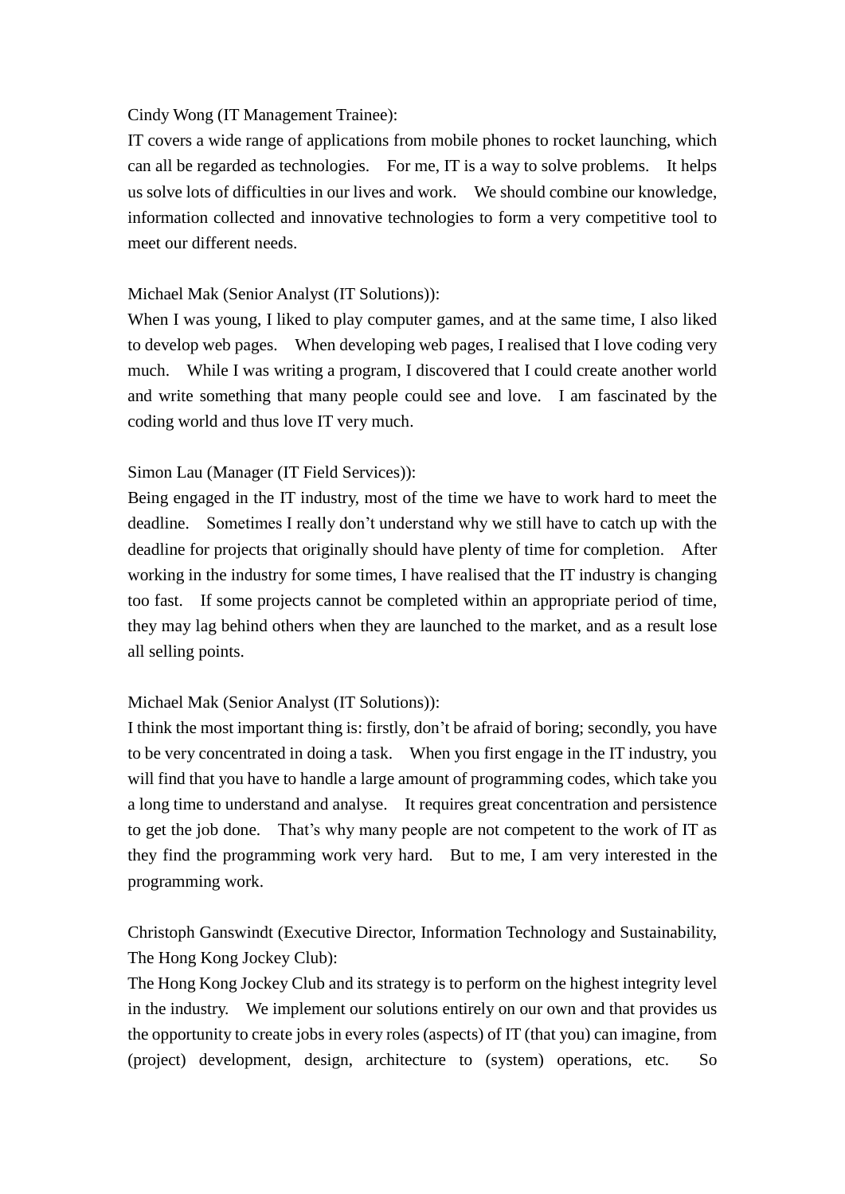Cindy Wong (IT Management Trainee):
IT covers a wide range of applications from mobile phones to rocket launching, which can all be regarded as technologies. For me, IT is a way to solve problems. It helps us solve lots of difficulties in our lives and work. We should combine our knowledge, information collected and innovative technologies to form a very competitive tool to meet our different needs.

Michael Mak (Senior Analyst (IT Solutions)):
When I was young, I liked to play computer games, and at the same time, I also liked to develop web pages. When developing web pages, I realised that I love coding very much. While I was writing a program, I discovered that I could create another world and write something that many people could see and love. I am fascinated by the coding world and thus love IT very much.

Simon Lau (Manager (IT Field Services)):
Being engaged in the IT industry, most of the time we have to work hard to meet the deadline. Sometimes I really don't understand why we still have to catch up with the deadline for projects that originally should have plenty of time for completion. After working in the industry for some times, I have realised that the IT industry is changing too fast. If some projects cannot be completed within an appropriate period of time, they may lag behind others when they are launched to the market, and as a result lose all selling points.

Michael Mak (Senior Analyst (IT Solutions)):
I think the most important thing is: firstly, don't be afraid of boring; secondly, you have to be very concentrated in doing a task. When you first engage in the IT industry, you will find that you have to handle a large amount of programming codes, which take you a long time to understand and analyse. It requires great concentration and persistence to get the job done. That's why many people are not competent to the work of IT as they find the programming work very hard. But to me, I am very interested in the programming work.

Christoph Ganswindt (Executive Director, Information Technology and Sustainability, The Hong Kong Jockey Club):
The Hong Kong Jockey Club and its strategy is to perform on the highest integrity level in the industry. We implement our solutions entirely on our own and that provides us the opportunity to create jobs in every roles (aspects) of IT (that you) can imagine, from (project) development, design, architecture to (system) operations, etc. So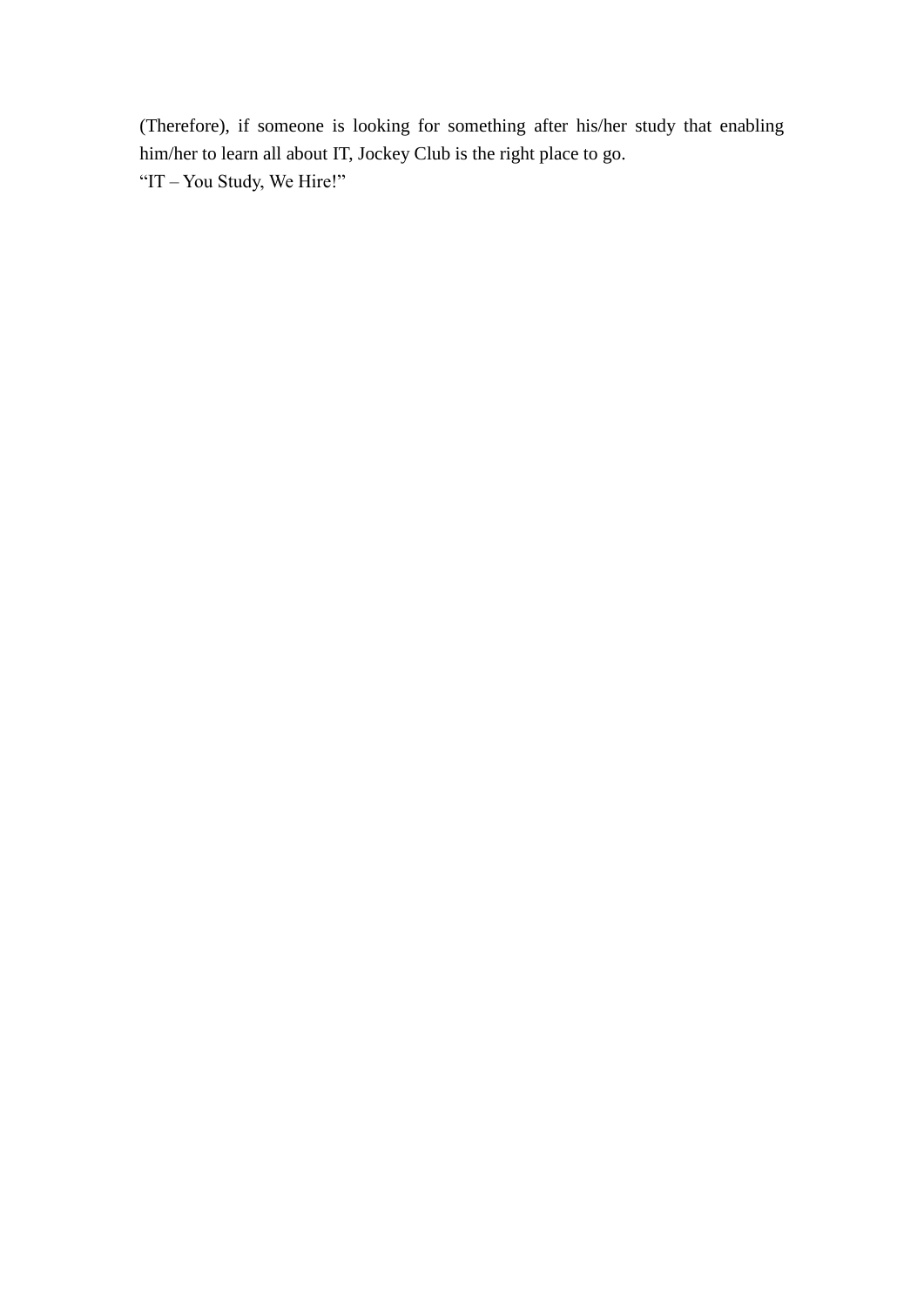(Therefore), if someone is looking for something after his/her study that enabling him/her to learn all about IT, Jockey Club is the right place to go.
"IT – You Study, We Hire!"